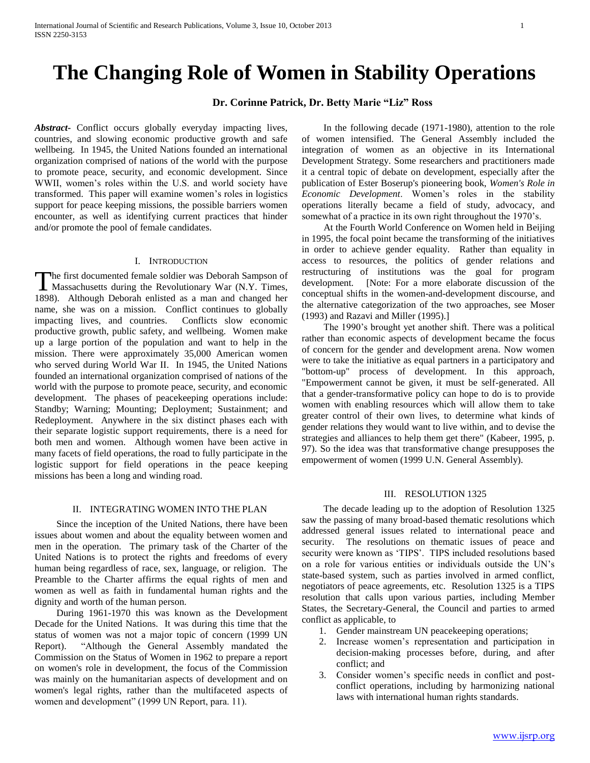# The Changing Role of Women in Stability Operations

**Dr. Corinne Patrick, Dr. Betty Marie "Liz" Ross**

***Abstract***- Conflict occurs globally everyday impacting lives, countries, and slowing economic productive growth and safe wellbeing. In 1945, the United Nations founded an international organization comprised of nations of the world with the purpose to promote peace, security, and economic development. Since WWII, women's roles within the U.S. and world society have transformed. This paper will examine women's roles in logistics support for peace keeping missions, the possible barriers women encounter, as well as identifying current practices that hinder and/or promote the pool of female candidates.

## I. Introduction

The first documented female soldier was Deborah Sampson of Massachusetts during the Revolutionary War (N.Y. Times, 1898). Although Deborah enlisted as a man and changed her name, she was on a mission. Conflict continues to globally impacting lives, and countries. Conflicts slow economic productive growth, public safety, and wellbeing. Women make up a large portion of the population and want to help in the mission. There were approximately 35,000 American women who served during World War II. In 1945, the United Nations founded an international organization comprised of nations of the world with the purpose to promote peace, security, and economic development. The phases of peacekeeping operations include: Standby; Warning; Mounting; Deployment; Sustainment; and Redeployment. Anywhere in the six distinct phases each with their separate logistic support requirements, there is a need for both men and women. Although women have been active in many facets of field operations, the road to fully participate in the logistic support for field operations in the peace keeping missions has been a long and winding road.

## II. Integrating Women into the Plan

Since the inception of the United Nations, there have been issues about women and about the equality between women and men in the operation. The primary task of the Charter of the United Nations is to protect the rights and freedoms of every human being regardless of race, sex, language, or religion. The Preamble to the Charter affirms the equal rights of men and women as well as faith in fundamental human rights and the dignity and worth of the human person.

During 1961-1970 this was known as the Development Decade for the United Nations. It was during this time that the status of women was not a major topic of concern (1999 UN Report). "Although the General Assembly mandated the Commission on the Status of Women in 1962 to prepare a report on women's role in development, the focus of the Commission was mainly on the humanitarian aspects of development and on women's legal rights, rather than the multifaceted aspects of women and development" (1999 UN Report, para. 11).

In the following decade (1971-1980), attention to the role of women intensified. The General Assembly included the integration of women as an objective in its International Development Strategy. Some researchers and practitioners made it a central topic of debate on development, especially after the publication of Ester Boserup's pioneering book, *Women's Role in Economic Development*. Women's roles in the stability operations literally became a field of study, advocacy, and somewhat of a practice in its own right throughout the 1970's.

At the Fourth World Conference on Women held in Beijing in 1995, the focal point became the transforming of the initiatives in order to achieve gender equality. Rather than equality in access to resources, the politics of gender relations and restructuring of institutions was the goal for program development. [Note: For a more elaborate discussion of the conceptual shifts in the women-and-development discourse, and the alternative categorization of the two approaches, see Moser (1993) and Razavi and Miller (1995).]

The 1990's brought yet another shift. There was a political rather than economic aspects of development became the focus of concern for the gender and development arena. Now women were to take the initiative as equal partners in a participatory and "bottom-up" process of development. In this approach, "Empowerment cannot be given, it must be self-generated. All that a gender-transformative policy can hope to do is to provide women with enabling resources which will allow them to take greater control of their own lives, to determine what kinds of gender relations they would want to live within, and to devise the strategies and alliances to help them get there" (Kabeer, 1995, p. 97). So the idea was that transformative change presupposes the empowerment of women (1999 U.N. General Assembly).

## III. Resolution 1325

The decade leading up to the adoption of Resolution 1325 saw the passing of many broad-based thematic resolutions which addressed general issues related to international peace and security. The resolutions on thematic issues of peace and security were known as 'TIPS'. TIPS included resolutions based on a role for various entities or individuals outside the UN's state-based system, such as parties involved in armed conflict, negotiators of peace agreements, etc. Resolution 1325 is a TIPS resolution that calls upon various parties, including Member States, the Secretary-General, the Council and parties to armed conflict as applicable, to

1. Gender mainstream UN peacekeeping operations;
2. Increase women's representation and participation in decision-making processes before, during, and after conflict; and
3. Consider women's specific needs in conflict and post-conflict operations, including by harmonizing national laws with international human rights standards.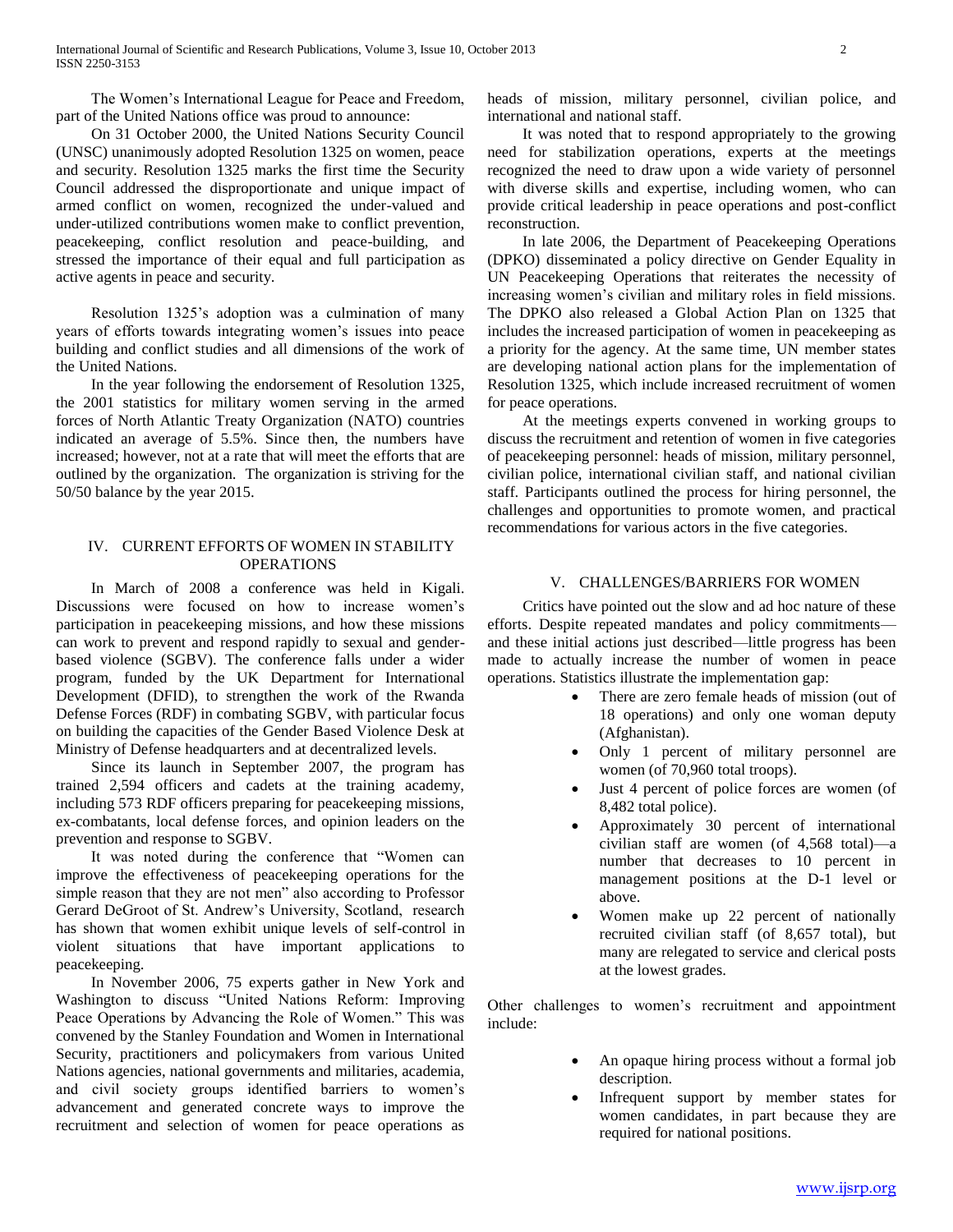The Women's International League for Peace and Freedom, part of the United Nations office was proud to announce:

On 31 October 2000, the United Nations Security Council (UNSC) unanimously adopted Resolution 1325 on women, peace and security. Resolution 1325 marks the first time the Security Council addressed the disproportionate and unique impact of armed conflict on women, recognized the under-valued and under-utilized contributions women make to conflict prevention, peacekeeping, conflict resolution and peace-building, and stressed the importance of their equal and full participation as active agents in peace and security.

Resolution 1325's adoption was a culmination of many years of efforts towards integrating women's issues into peace building and conflict studies and all dimensions of the work of the United Nations.

In the year following the endorsement of Resolution 1325, the 2001 statistics for military women serving in the armed forces of North Atlantic Treaty Organization (NATO) countries indicated an average of 5.5%. Since then, the numbers have increased; however, not at a rate that will meet the efforts that are outlined by the organization. The organization is striving for the 50/50 balance by the year 2015.

## IV. CURRENT EFFORTS OF WOMEN IN STABILITY OPERATIONS

In March of 2008 a conference was held in Kigali. Discussions were focused on how to increase women's participation in peacekeeping missions, and how these missions can work to prevent and respond rapidly to sexual and gender-based violence (SGBV). The conference falls under a wider program, funded by the UK Department for International Development (DFID), to strengthen the work of the Rwanda Defense Forces (RDF) in combating SGBV, with particular focus on building the capacities of the Gender Based Violence Desk at Ministry of Defense headquarters and at decentralized levels.

Since its launch in September 2007, the program has trained 2,594 officers and cadets at the training academy, including 573 RDF officers preparing for peacekeeping missions, ex-combatants, local defense forces, and opinion leaders on the prevention and response to SGBV.

It was noted during the conference that "Women can improve the effectiveness of peacekeeping operations for the simple reason that they are not men" also according to Professor Gerard DeGroot of St. Andrew's University, Scotland, research has shown that women exhibit unique levels of self-control in violent situations that have important applications to peacekeeping.

In November 2006, 75 experts gather in New York and Washington to discuss "United Nations Reform: Improving Peace Operations by Advancing the Role of Women." This was convened by the Stanley Foundation and Women in International Security, practitioners and policymakers from various United Nations agencies, national governments and militaries, academia, and civil society groups identified barriers to women's advancement and generated concrete ways to improve the recruitment and selection of women for peace operations as heads of mission, military personnel, civilian police, and international and national staff.

It was noted that to respond appropriately to the growing need for stabilization operations, experts at the meetings recognized the need to draw upon a wide variety of personnel with diverse skills and expertise, including women, who can provide critical leadership in peace operations and post-conflict reconstruction.

In late 2006, the Department of Peacekeeping Operations (DPKO) disseminated a policy directive on Gender Equality in UN Peacekeeping Operations that reiterates the necessity of increasing women's civilian and military roles in field missions. The DPKO also released a Global Action Plan on 1325 that includes the increased participation of women in peacekeeping as a priority for the agency. At the same time, UN member states are developing national action plans for the implementation of Resolution 1325, which include increased recruitment of women for peace operations.

At the meetings experts convened in working groups to discuss the recruitment and retention of women in five categories of peacekeeping personnel: heads of mission, military personnel, civilian police, international civilian staff, and national civilian staff. Participants outlined the process for hiring personnel, the challenges and opportunities to promote women, and practical recommendations for various actors in the five categories.

## V. CHALLENGES/BARRIERS FOR WOMEN

Critics have pointed out the slow and ad hoc nature of these efforts. Despite repeated mandates and policy commitments—and these initial actions just described—little progress has been made to actually increase the number of women in peace operations. Statistics illustrate the implementation gap:

- There are zero female heads of mission (out of 18 operations) and only one woman deputy (Afghanistan).
- Only 1 percent of military personnel are women (of 70,960 total troops).
- Just 4 percent of police forces are women (of 8,482 total police).
- Approximately 30 percent of international civilian staff are women (of 4,568 total)—a number that decreases to 10 percent in management positions at the D-1 level or above.
- Women make up 22 percent of nationally recruited civilian staff (of 8,657 total), but many are relegated to service and clerical posts at the lowest grades.

Other challenges to women's recruitment and appointment include:

- An opaque hiring process without a formal job description.
- Infrequent support by member states for women candidates, in part because they are required for national positions.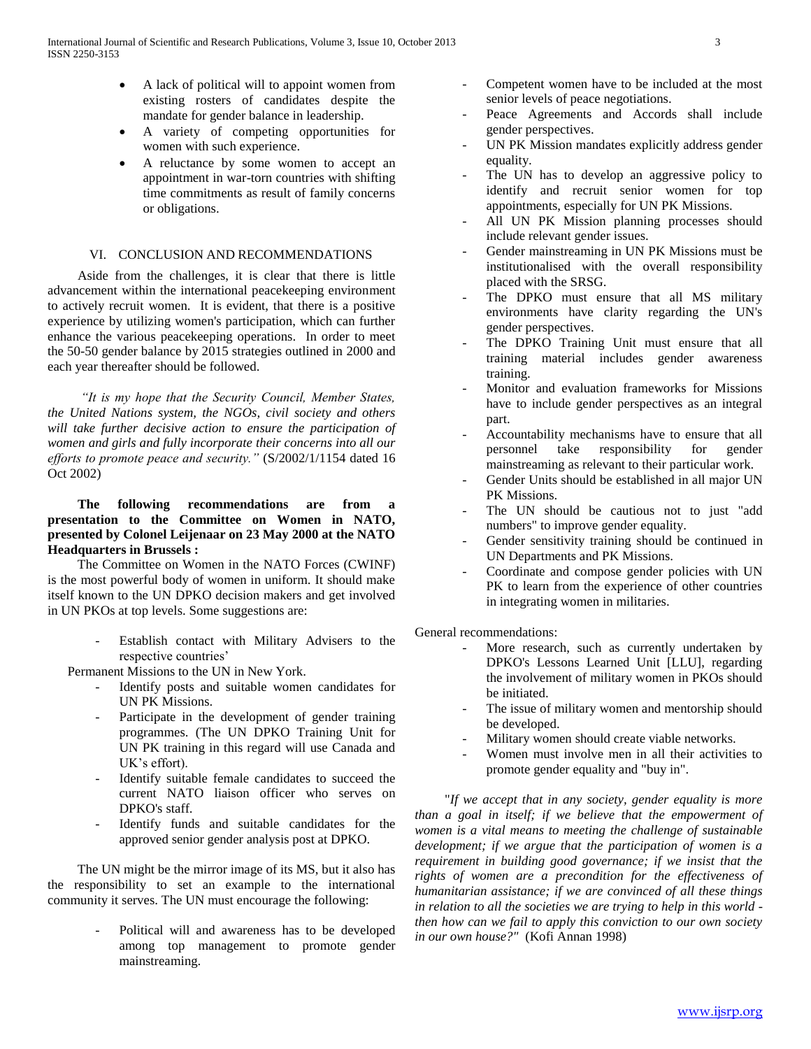- A lack of political will to appoint women from existing rosters of candidates despite the mandate for gender balance in leadership.
- A variety of competing opportunities for women with such experience.
- A reluctance by some women to accept an appointment in war-torn countries with shifting time commitments as result of family concerns or obligations.

## VI. CONCLUSION AND RECOMMENDATIONS

Aside from the challenges, it is clear that there is little advancement within the international peacekeeping environment to actively recruit women. It is evident, that there is a positive experience by utilizing women's participation, which can further enhance the various peacekeeping operations. In order to meet the 50-50 gender balance by 2015 strategies outlined in 2000 and each year thereafter should be followed.

*"It is my hope that the Security Council, Member States, the United Nations system, the NGOs, civil society and others will take further decisive action to ensure the participation of women and girls and fully incorporate their concerns into all our efforts to promote peace and security."* (S/2002/1/1154 dated 16 Oct 2002)

**The following recommendations are from a presentation to the Committee on Women in NATO, presented by Colonel Leijenaar on 23 May 2000 at the NATO Headquarters in Brussels :**

The Committee on Women in the NATO Forces (CWINF) is the most powerful body of women in uniform. It should make itself known to the UN DPKO decision makers and get involved in UN PKOs at top levels. Some suggestions are:

- Establish contact with Military Advisers to the respective countries' Permanent Missions to the UN in New York.
- Identify posts and suitable women candidates for UN PK Missions.
- Participate in the development of gender training programmes. (The UN DPKO Training Unit for UN PK training in this regard will use Canada and UK's effort).
- Identify suitable female candidates to succeed the current NATO liaison officer who serves on DPKO's staff.
- Identify funds and suitable candidates for the approved senior gender analysis post at DPKO.

The UN might be the mirror image of its MS, but it also has the responsibility to set an example to the international community it serves. The UN must encourage the following:

- Political will and awareness has to be developed among top management to promote gender mainstreaming.
- Competent women have to be included at the most senior levels of peace negotiations.
- Peace Agreements and Accords shall include gender perspectives.
- UN PK Mission mandates explicitly address gender equality.
- The UN has to develop an aggressive policy to identify and recruit senior women for top appointments, especially for UN PK Missions.
- All UN PK Mission planning processes should include relevant gender issues.
- Gender mainstreaming in UN PK Missions must be institutionalised with the overall responsibility placed with the SRSG.
- The DPKO must ensure that all MS military environments have clarity regarding the UN's gender perspectives.
- The DPKO Training Unit must ensure that all training material includes gender awareness training.
- Monitor and evaluation frameworks for Missions have to include gender perspectives as an integral part.
- Accountability mechanisms have to ensure that all personnel take responsibility for gender mainstreaming as relevant to their particular work.
- Gender Units should be established in all major UN PK Missions.
- The UN should be cautious not to just "add numbers" to improve gender equality.
- Gender sensitivity training should be continued in UN Departments and PK Missions.
- Coordinate and compose gender policies with UN PK to learn from the experience of other countries in integrating women in militaries.

General recommendations:

- More research, such as currently undertaken by DPKO's Lessons Learned Unit [LLU], regarding the involvement of military women in PKOs should be initiated.
- The issue of military women and mentorship should be developed.
- Military women should create viable networks.
- Women must involve men in all their activities to promote gender equality and "buy in".

"*If we accept that in any society, gender equality is more than a goal in itself; if we believe that the empowerment of women is a vital means to meeting the challenge of sustainable development; if we argue that the participation of women is a requirement in building good governance; if we insist that the rights of women are a precondition for the effectiveness of humanitarian assistance; if we are convinced of all these things in relation to all the societies we are trying to help in this world - then how can we fail to apply this conviction to our own society in our own house?"* (Kofi Annan 1998)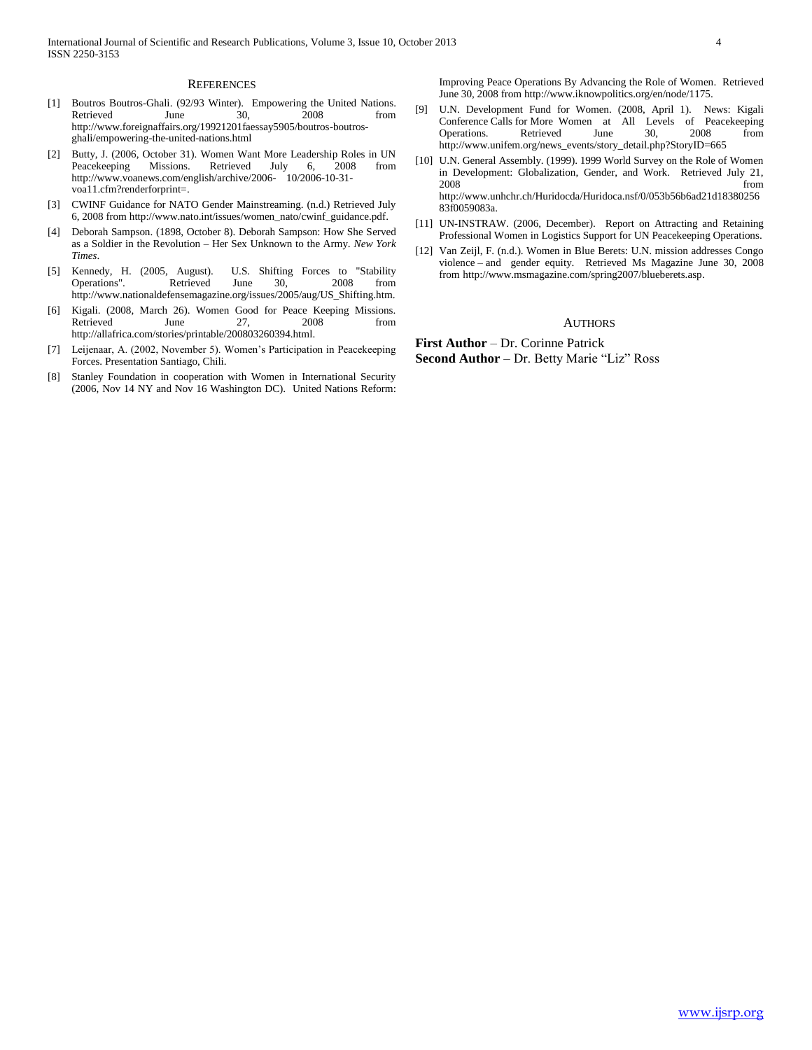## REFERENCES

[1] Boutros Boutros-Ghali. (92/93 Winter). Empowering the United Nations. Retrieved June 30, 2008 from http://www.foreignaffairs.org/19921201faessay5905/boutros-boutros-ghali/empowering-the-united-nations.html

[2] Butty, J. (2006, October 31). Women Want More Leadership Roles in UN Peacekeeping Missions. Retrieved July 6, 2008 from http://www.voanews.com/english/archive/2006- 10/2006-10-31-voa11.cfm?renderforprint=.

[3] CWINF Guidance for NATO Gender Mainstreaming. (n.d.) Retrieved July 6, 2008 from http://www.nato.int/issues/women_nato/cwinf_guidance.pdf.

[4] Deborah Sampson. (1898, October 8). Deborah Sampson: How She Served as a Soldier in the Revolution – Her Sex Unknown to the Army. *New York Times*.

[5] Kennedy, H. (2005, August). U.S. Shifting Forces to "Stability Operations". Retrieved June 30, 2008 from http://www.nationaldefensemagazine.org/issues/2005/aug/US_Shifting.htm.

[6] Kigali. (2008, March 26). Women Good for Peace Keeping Missions. Retrieved June 27, 2008 from http://allafrica.com/stories/printable/200803260394.html.

[7] Leijenaar, A. (2002, November 5). Women's Participation in Peacekeeping Forces. Presentation Santiago, Chili.

[8] Stanley Foundation in cooperation with Women in International Security (2006, Nov 14 NY and Nov 16 Washington DC). United Nations Reform: Improving Peace Operations By Advancing the Role of Women. Retrieved June 30, 2008 from http://www.iknowpolitics.org/en/node/1175.

[9] U.N. Development Fund for Women. (2008, April 1). News: Kigali Conference Calls for More Women at All Levels of Peacekeeping Operations. Retrieved June 30, 2008 from http://www.unifem.org/news_events/story_detail.php?StoryID=665

[10] U.N. General Assembly. (1999). 1999 World Survey on the Role of Women in Development: Globalization, Gender, and Work. Retrieved July 21, 2008 from http://www.unhchr.ch/Huridocda/Huridoca.nsf/0/053b56b6ad21d1838025683f0059083a.

[11] UN-INSTRAW. (2006, December). Report on Attracting and Retaining Professional Women in Logistics Support for UN Peacekeeping Operations.

[12] Van Zeijl, F. (n.d.). Women in Blue Berets: U.N. mission addresses Congo violence – and gender equity. Retrieved Ms Magazine June 30, 2008 from http://www.msmagazine.com/spring2007/blueberets.asp.

## AUTHORS

**First Author** – Dr. Corinne Patrick

**Second Author** – Dr. Betty Marie "Liz" Ross